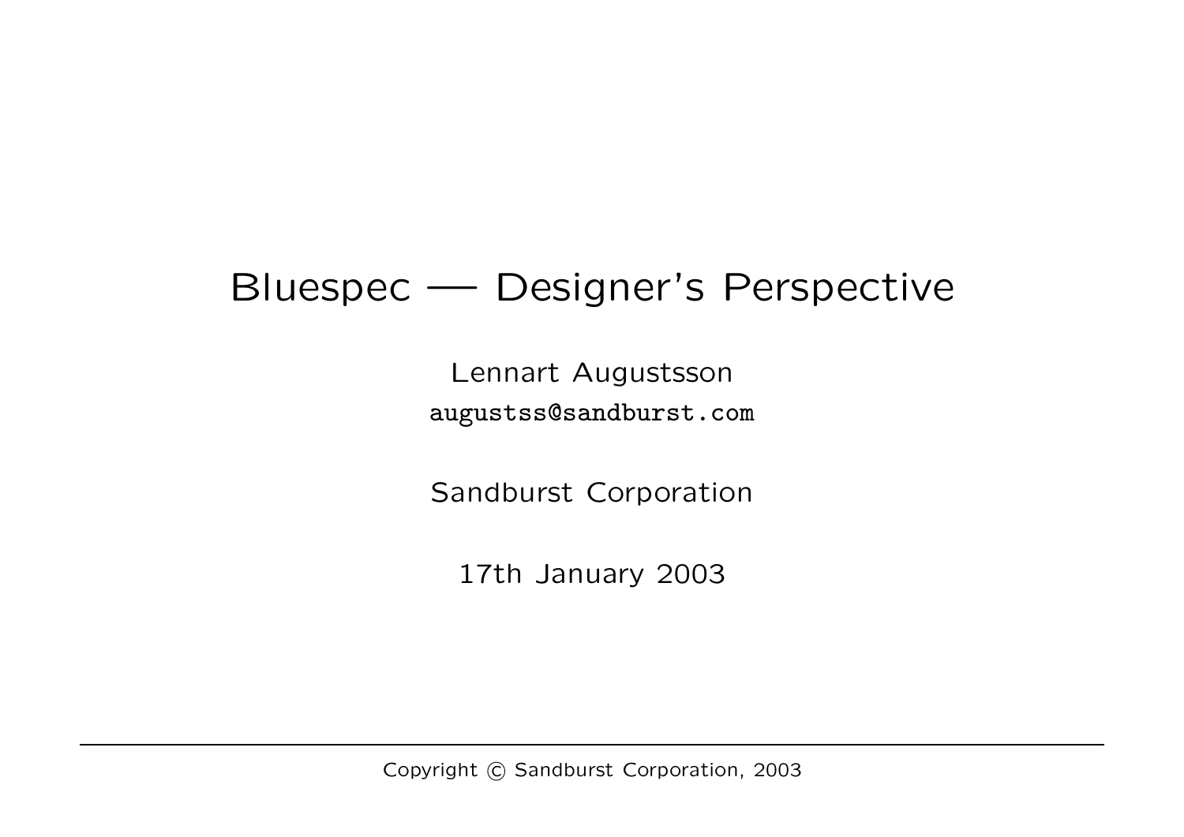# Bluespec — Designer's Perspective

Lennart Augustsson

augustss@sandburst.com

Sandburst Corporation

17th January 2003

Copyright © Sandburst Corporation, 2003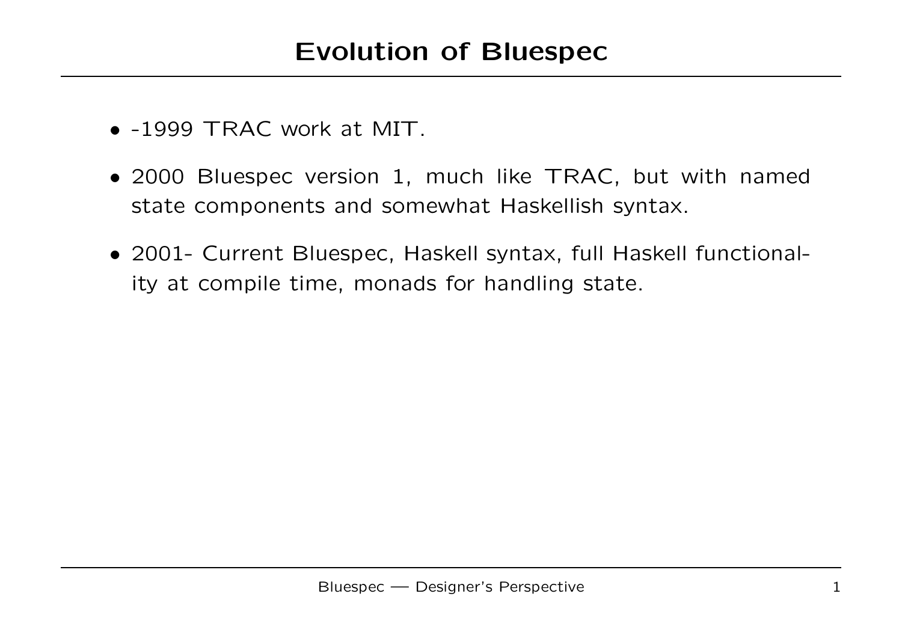# Evolution of Bluespec

- -1999 TRAC work at MIT.
- 2000 Bluespec version 1, much like TRAC, but with named state components and somewhat Haskellish syntax.
- 2001- Current Bluespec, Haskell syntax, full Haskell functionality at compile time, monads for handling state.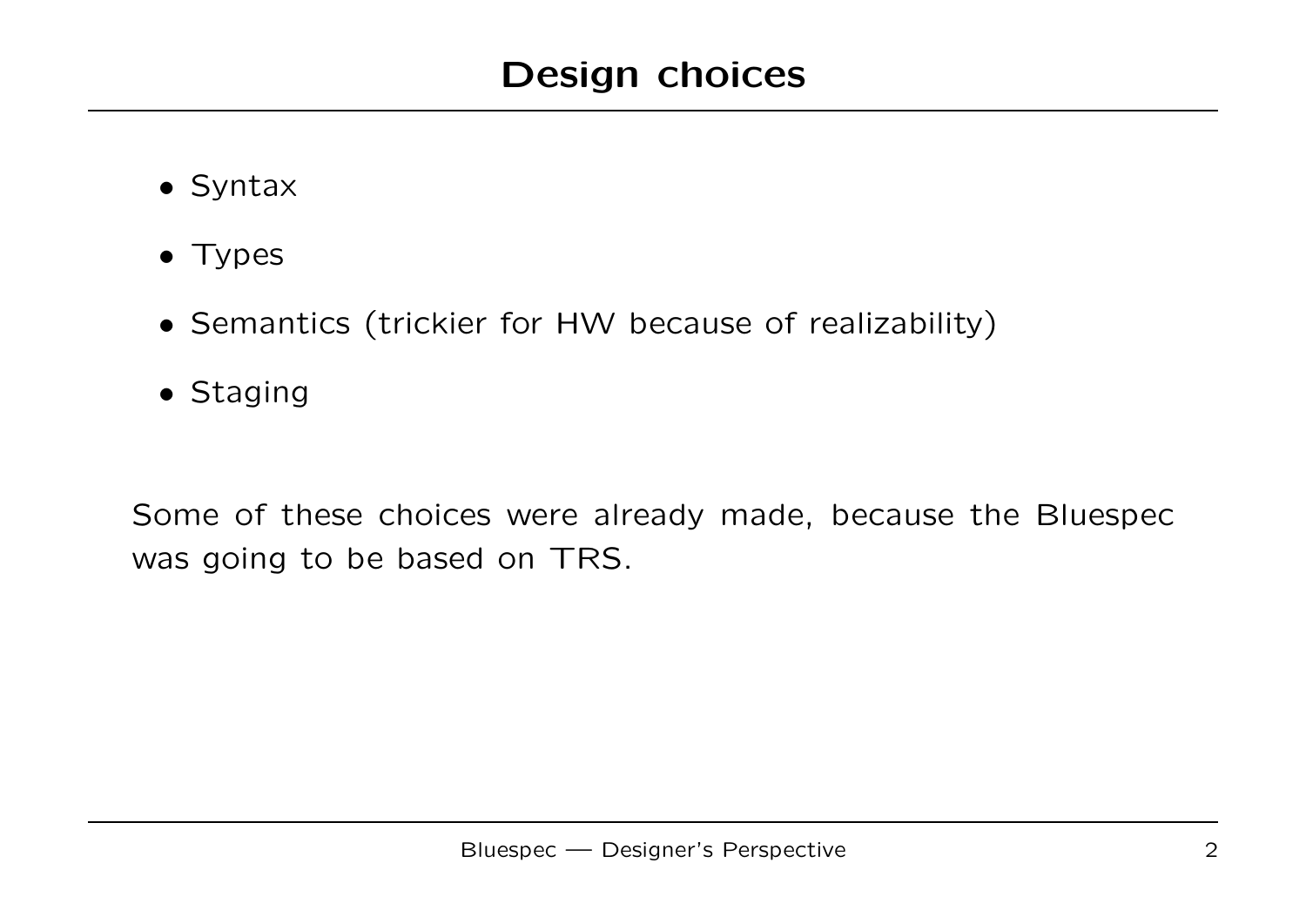# Design choices

- Syntax
- Types
- Semantics (trickier for HW because of realizability)
- Staging

Some of these choices were already made, because the Bluespec was going to be based on TRS.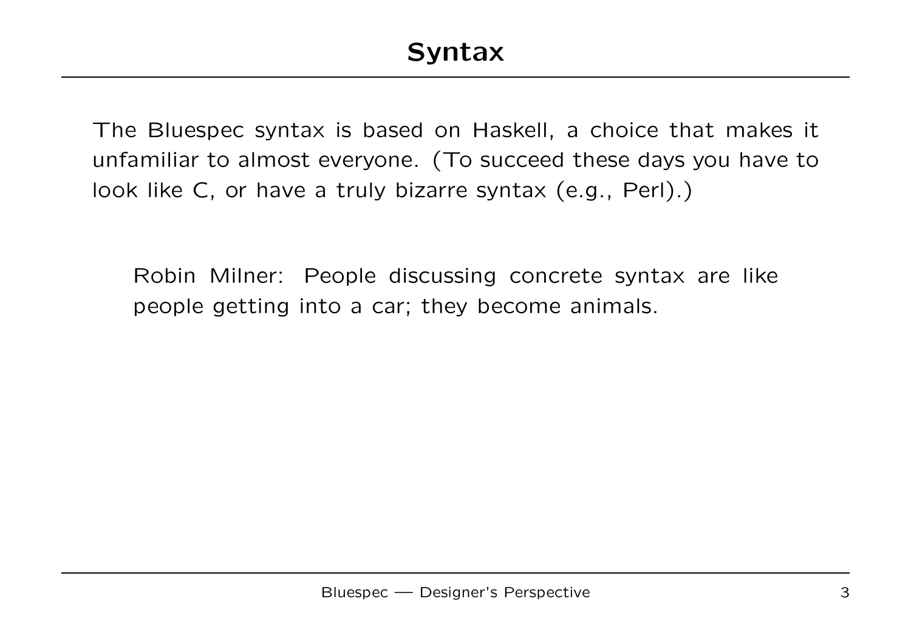# Syntax

The Bluespec syntax is based on Haskell, a choice that makes it unfamiliar to almost everyone. (To succeed these days you have to look like C, or have a truly bizarre syntax (e.g., Perl).)

> Robin Milner: People discussing concrete syntax are like people getting into a car; they become animals.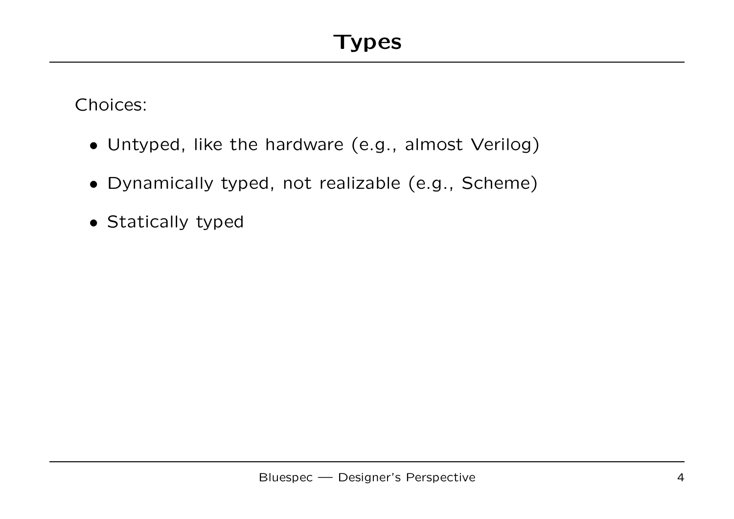# Types

Choices:

- Untyped, like the hardware (e.g., almost Verilog)
- Dynamically typed, not realizable (e.g., Scheme)
- Statically typed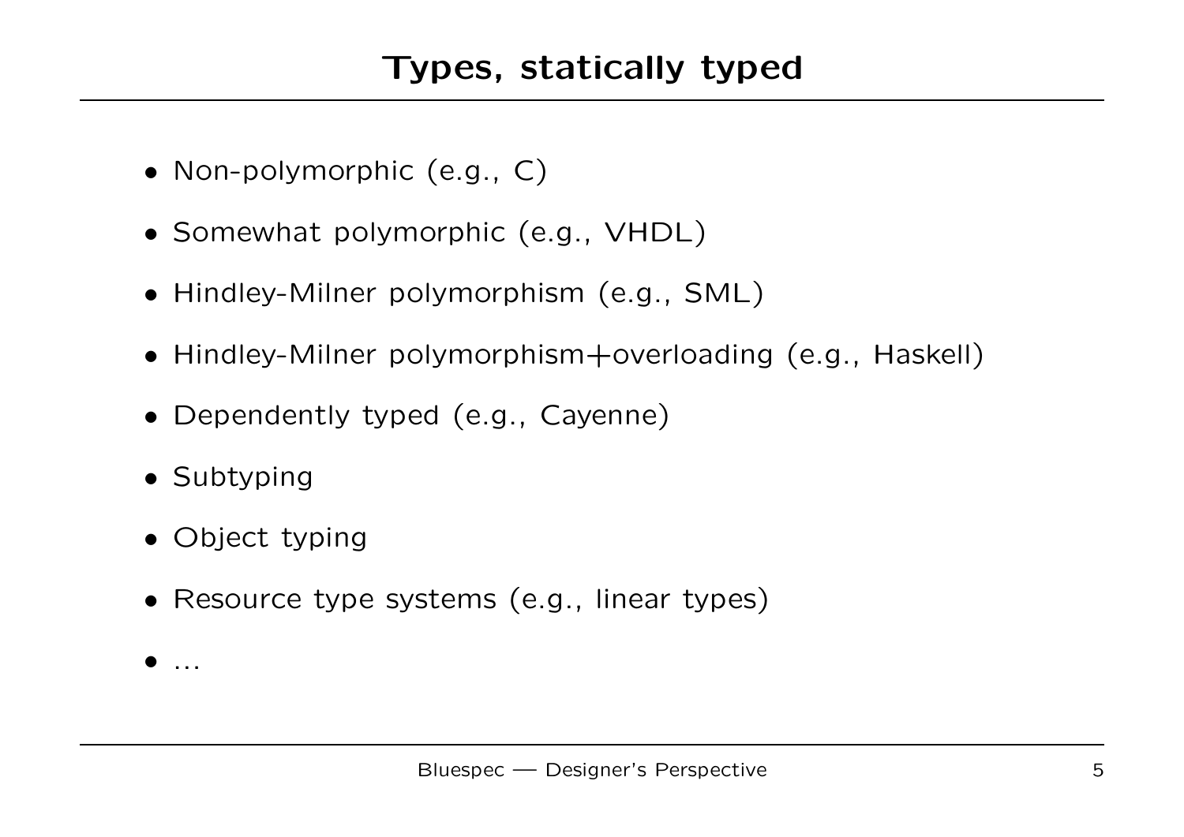# Types, statically typed

- Non-polymorphic (e.g., C)
- Somewhat polymorphic (e.g., VHDL)
- Hindley-Milner polymorphism (e.g., SML)
- Hindley-Milner polymorphism+overloading (e.g., Haskell)
- Dependently typed (e.g., Cayenne)
- Subtyping
- Object typing
- Resource type systems (e.g., linear types)
- ...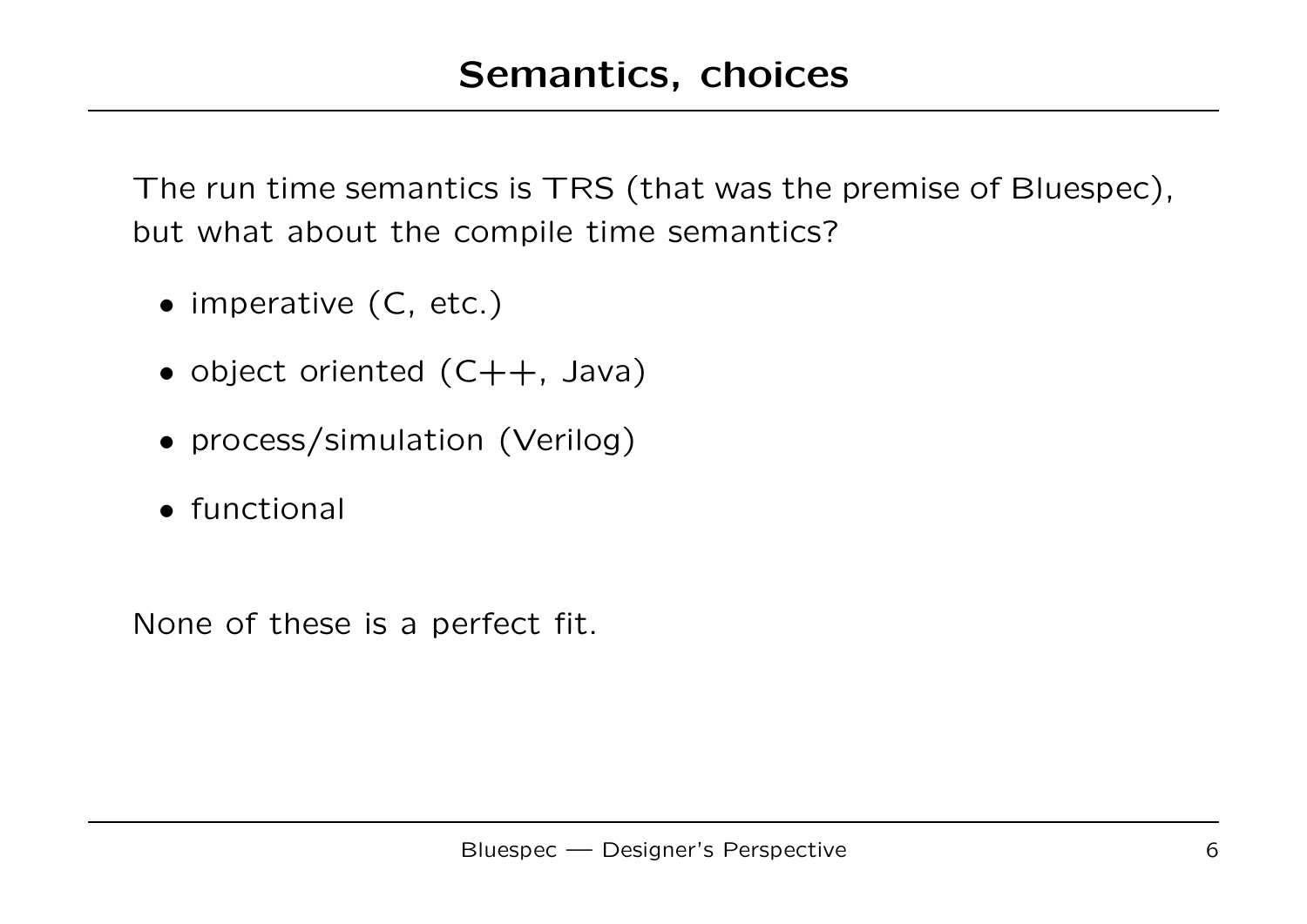# Semantics, choices

The run time semantics is TRS (that was the premise of Bluespec), but what about the compile time semantics?

- imperative (C, etc.)
- object oriented (C++, Java)
- process/simulation (Verilog)
- functional

None of these is a perfect fit.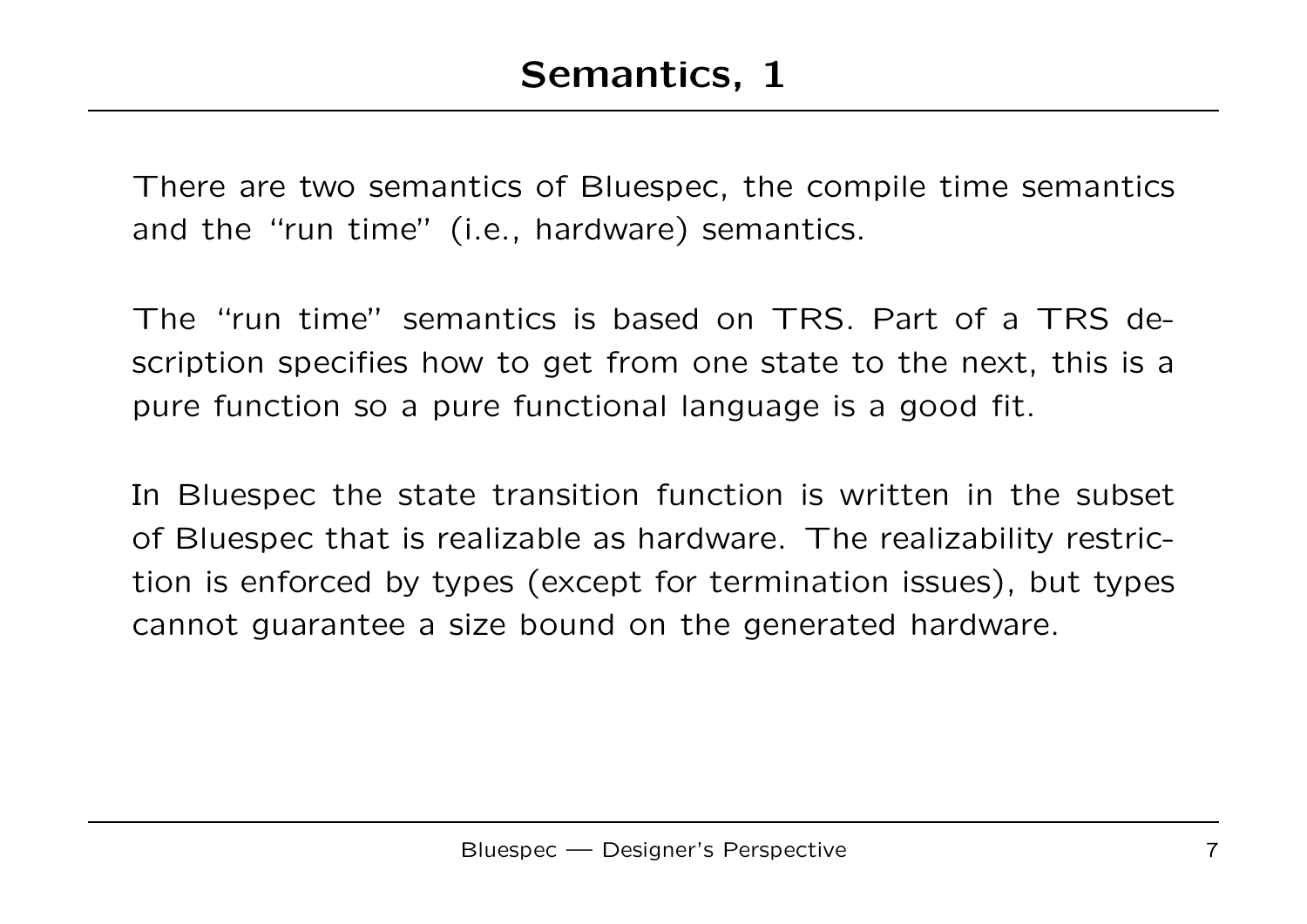# Semantics, 1

There are two semantics of Bluespec, the compile time semantics and the "run time" (i.e., hardware) semantics.

The "run time" semantics is based on TRS. Part of a TRS description specifies how to get from one state to the next, this is a pure function so a pure functional language is a good fit.

In Bluespec the state transition function is written in the subset of Bluespec that is realizable as hardware. The realizability restriction is enforced by types (except for termination issues), but types cannot guarantee a size bound on the generated hardware.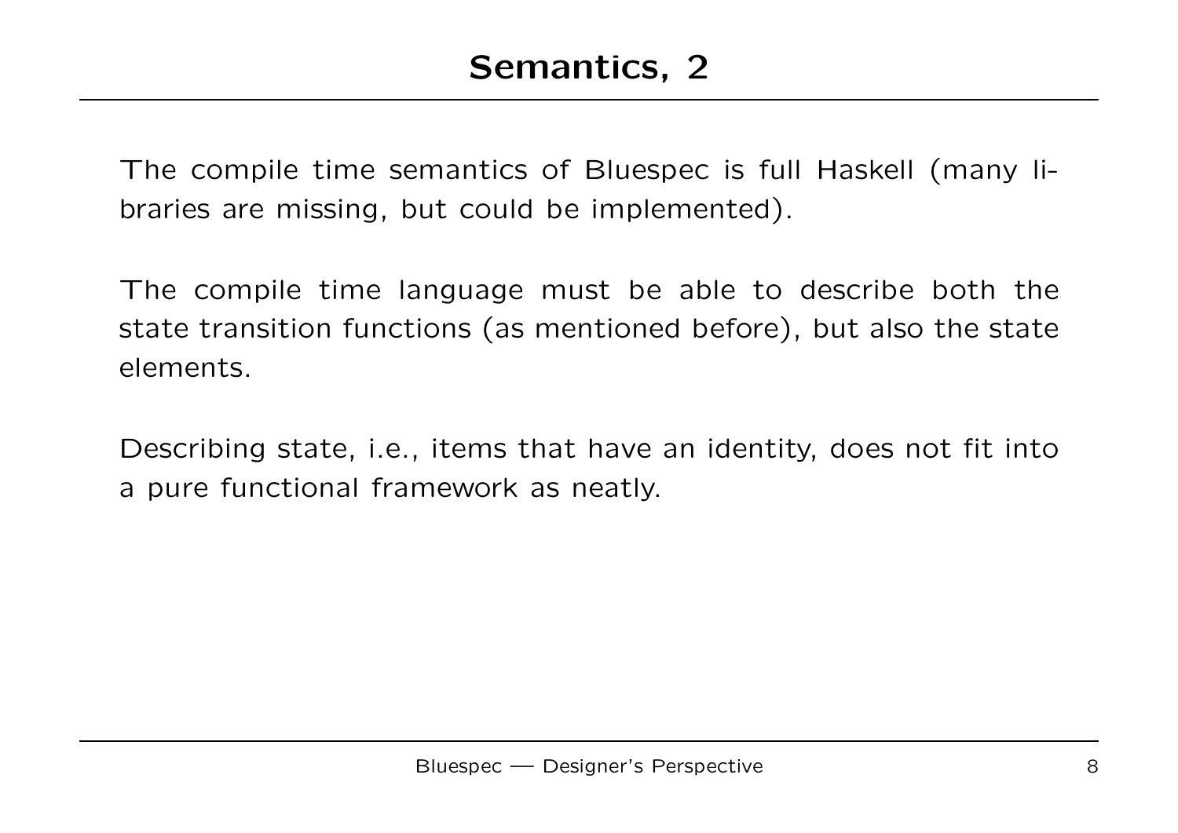# Semantics, 2

The compile time semantics of Bluespec is full Haskell (many libraries are missing, but could be implemented).

The compile time language must be able to describe both the state transition functions (as mentioned before), but also the state elements.

Describing state, i.e., items that have an identity, does not fit into a pure functional framework as neatly.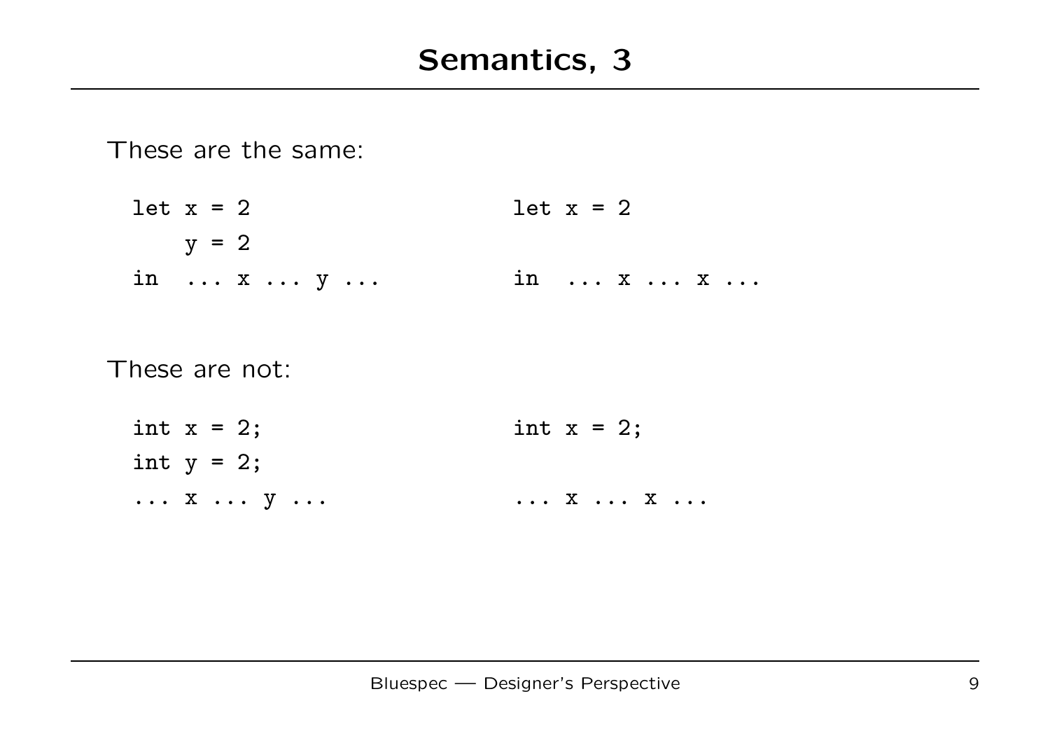# Semantics, 3

These are the same:

```
let x = 2                 let x = 2
    y = 2
in  ... x ... y ...       in  ... x ... x ...
```

These are not:

```
int x = 2;                int x = 2;
int y = 2;
... x ... y ...           ... x ... x ...
```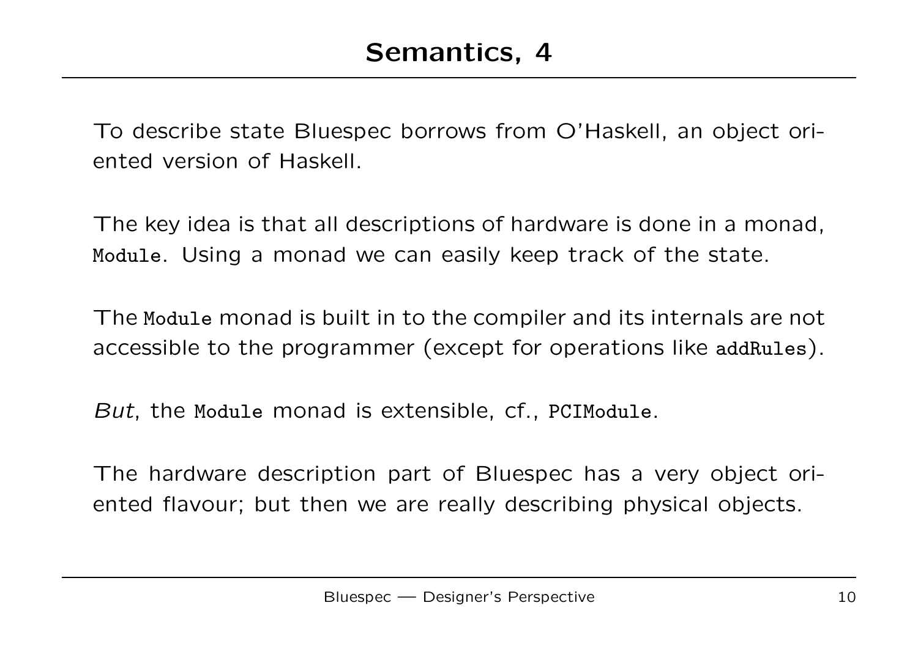# Semantics, 4

To describe state Bluespec borrows from O'Haskell, an object oriented version of Haskell.

The key idea is that all descriptions of hardware is done in a monad, `Module`. Using a monad we can easily keep track of the state.

The `Module` monad is built in to the compiler and its internals are not accessible to the programmer (except for operations like `addRules`).

*But*, the `Module` monad is extensible, cf., `PCIModule`.

The hardware description part of Bluespec has a very object oriented flavour; but then we are really describing physical objects.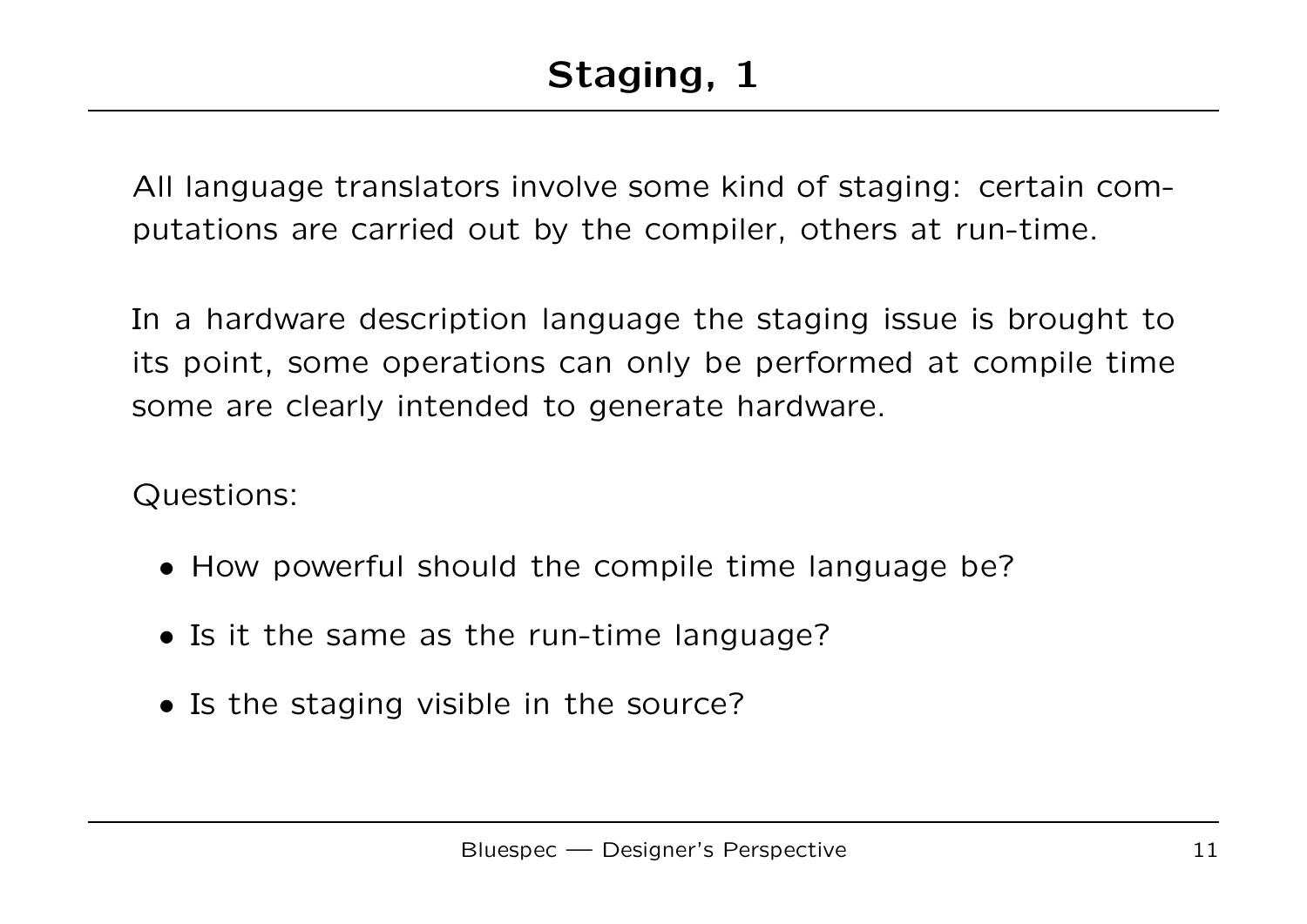# Staging, 1

All language translators involve some kind of staging: certain computations are carried out by the compiler, others at run-time.

In a hardware description language the staging issue is brought to its point, some operations can only be performed at compile time some are clearly intended to generate hardware.

Questions:

- How powerful should the compile time language be?
- Is it the same as the run-time language?
- Is the staging visible in the source?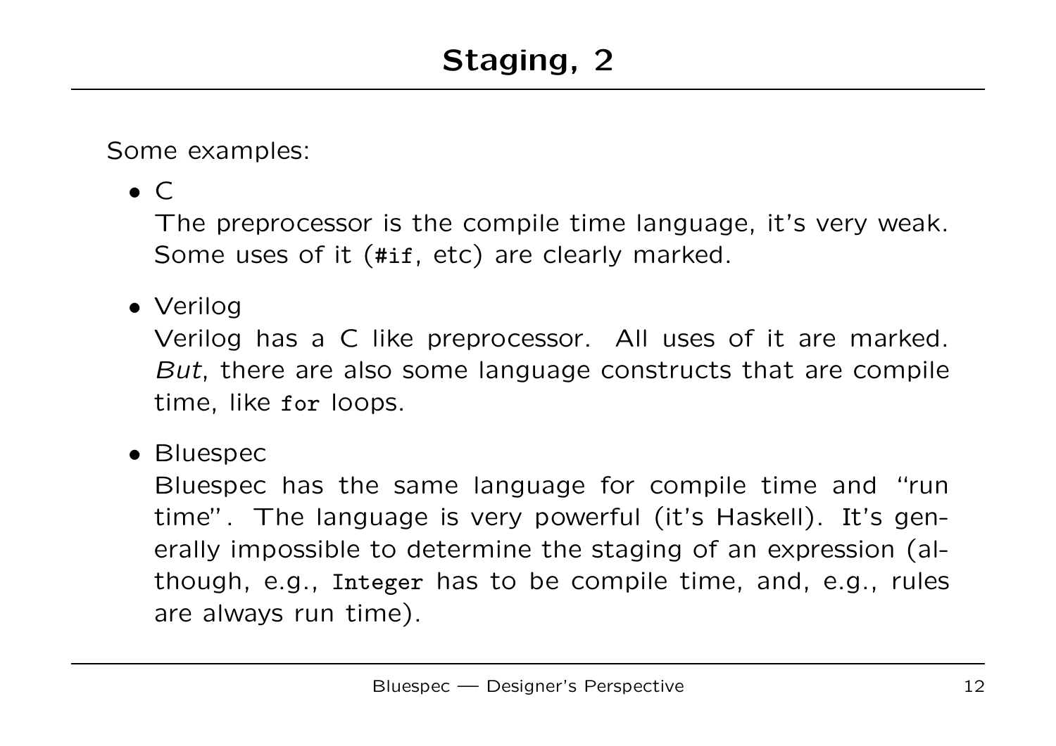# Staging, 2

Some examples:

- C

  The preprocessor is the compile time language, it's very weak. Some uses of it (`#if`, etc) are clearly marked.

- Verilog

  Verilog has a C like preprocessor. All uses of it are marked. *But*, there are also some language constructs that are compile time, like `for` loops.

- Bluespec

  Bluespec has the same language for compile time and "run time". The language is very powerful (it's Haskell). It's generally impossible to determine the staging of an expression (although, e.g., `Integer` has to be compile time, and, e.g., rules are always run time).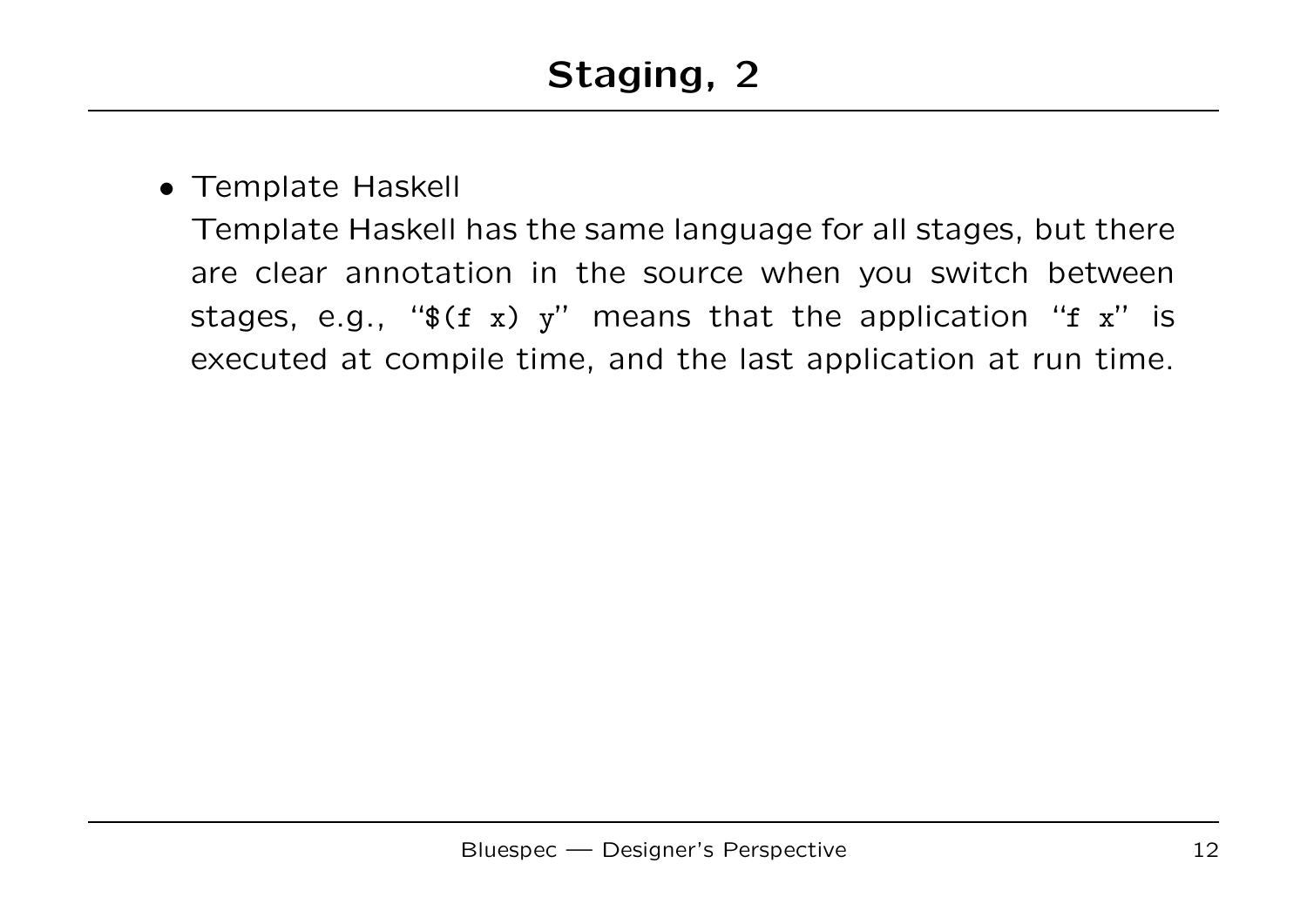# Staging, 2

- Template Haskell

  Template Haskell has the same language for all stages, but there are clear annotation in the source when you switch between stages, e.g., "`$(f x) y`" means that the application "`f x`" is executed at compile time, and the last application at run time.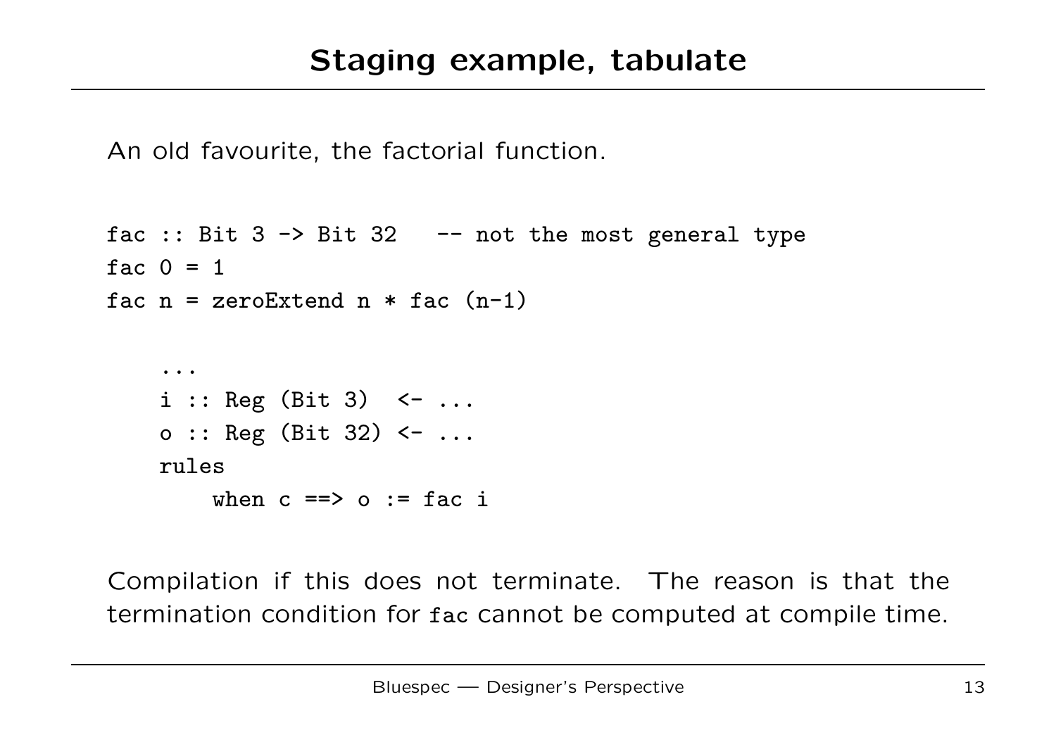# Staging example, tabulate

An old favourite, the factorial function.

```
fac :: Bit 3 -> Bit 32   -- not the most general type
fac 0 = 1
fac n = zeroExtend n * fac (n-1)

    ...
    i :: Reg (Bit 3)  <- ...
    o :: Reg (Bit 32) <- ...
    rules
        when c ==> o := fac i
```

Compilation if this does not terminate. The reason is that the termination condition for `fac` cannot be computed at compile time.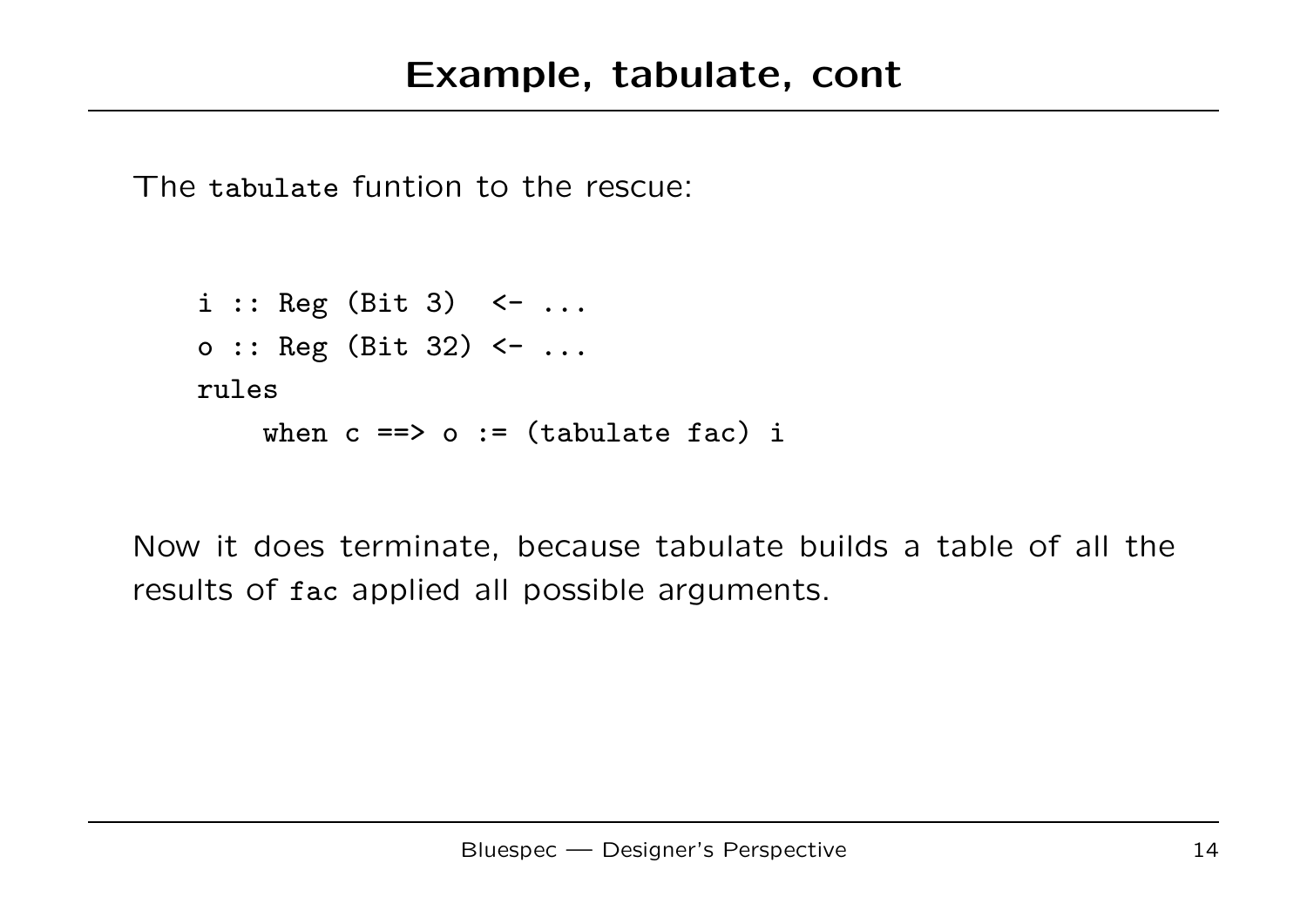# Example, tabulate, cont

The `tabulate` funtion to the rescue:

```
i :: Reg (Bit 3)  <- ...
o :: Reg (Bit 32) <- ...
rules
    when c ==> o := (tabulate fac) i
```

Now it does terminate, because tabulate builds a table of all the results of `fac` applied all possible arguments.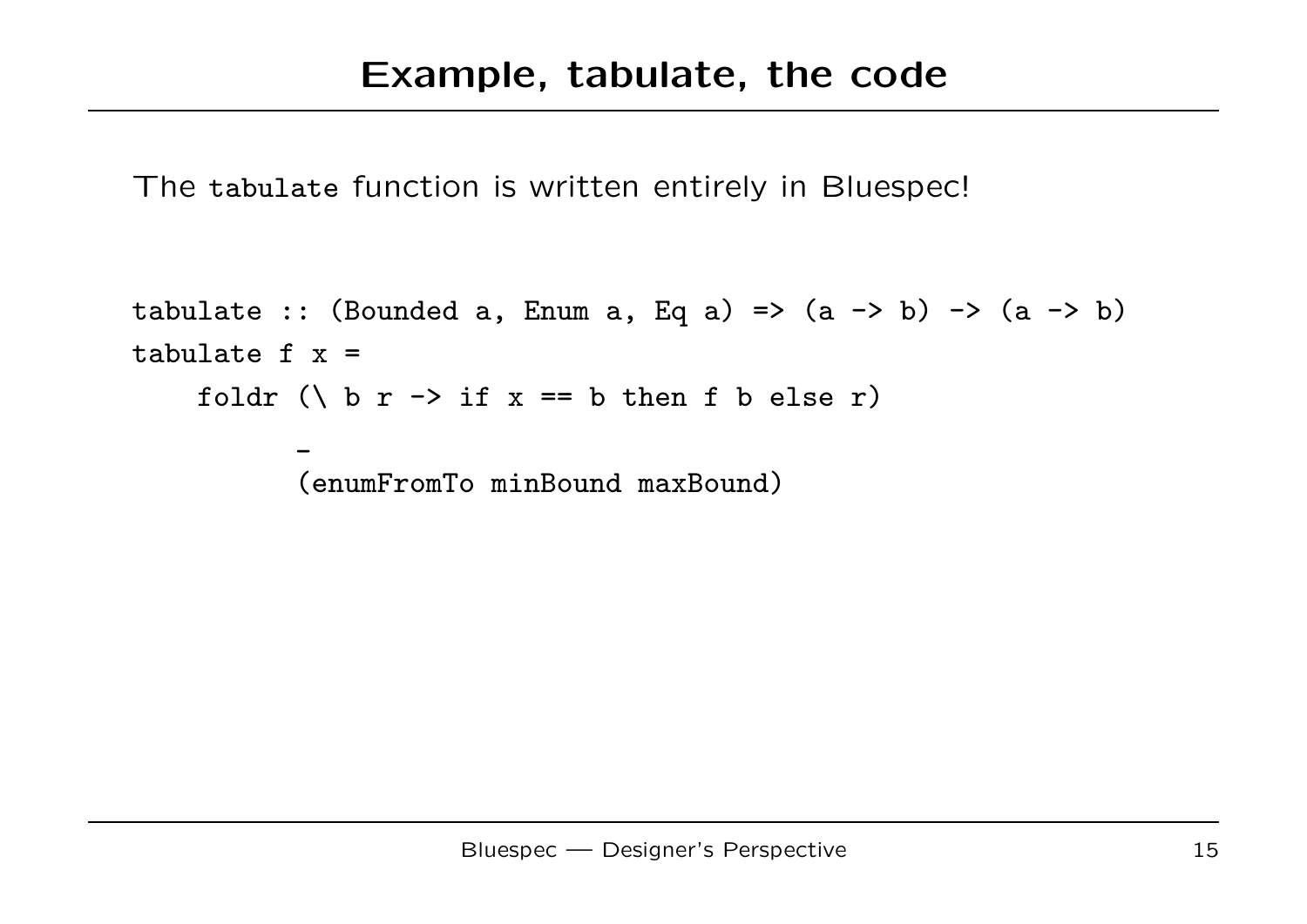# Example, tabulate, the code

The `tabulate` function is written entirely in Bluespec!

```
tabulate :: (Bounded a, Enum a, Eq a) => (a -> b) -> (a -> b)
tabulate f x =
    foldr (\ b r -> if x == b then f b else r)
          _
          (enumFromTo minBound maxBound)
```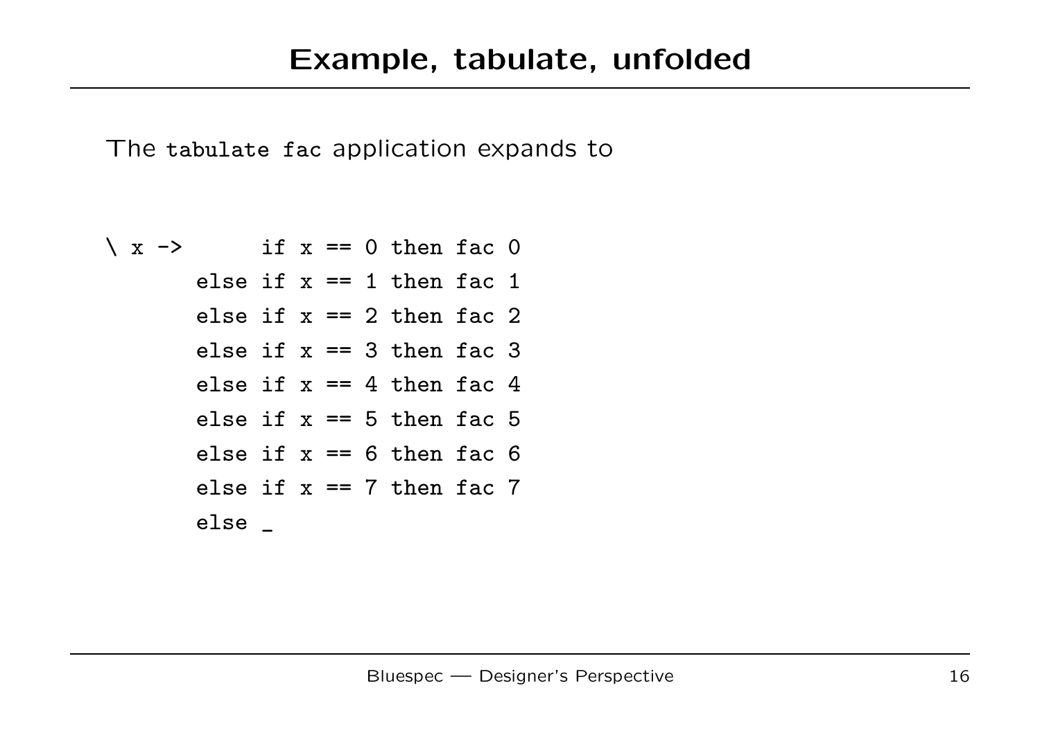# Example, tabulate, unfolded

The `tabulate fac` application expands to

```
\ x ->      if x == 0 then fac 0
       else if x == 1 then fac 1
       else if x == 2 then fac 2
       else if x == 3 then fac 3
       else if x == 4 then fac 4
       else if x == 5 then fac 5
       else if x == 6 then fac 6
       else if x == 7 then fac 7
       else _
```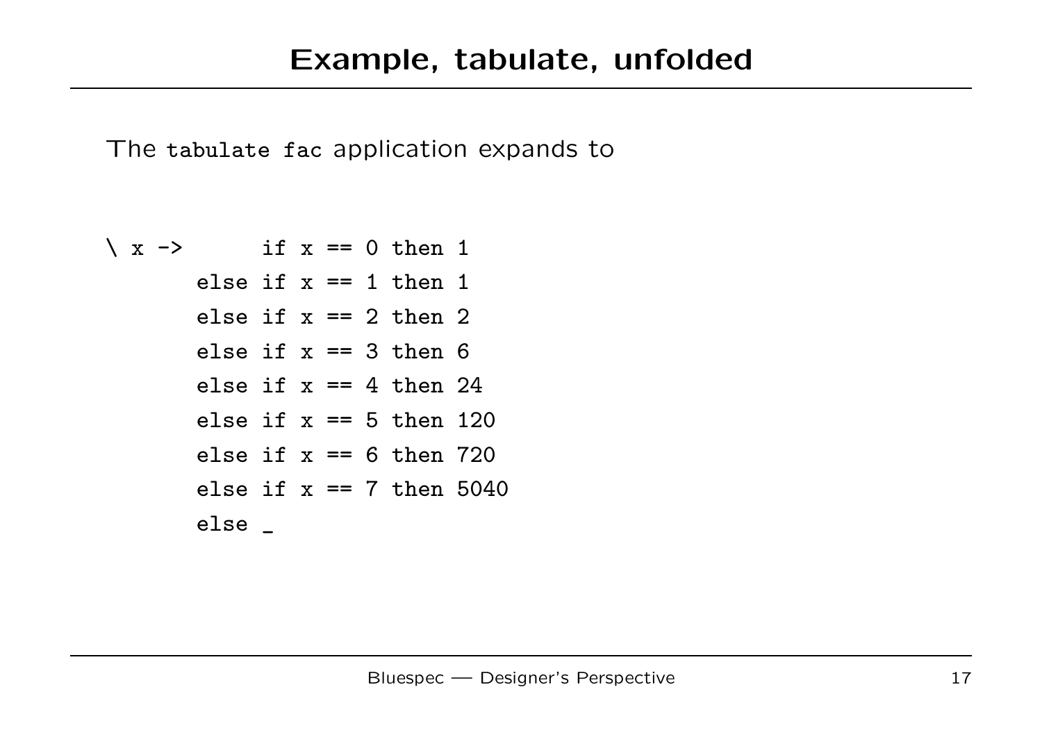# Example, tabulate, unfolded

The `tabulate fac` application expands to

```
\ x ->      if x == 0 then 1
      else if x == 1 then 1
      else if x == 2 then 2
      else if x == 3 then 6
      else if x == 4 then 24
      else if x == 5 then 120
      else if x == 6 then 720
      else if x == 7 then 5040
      else _
```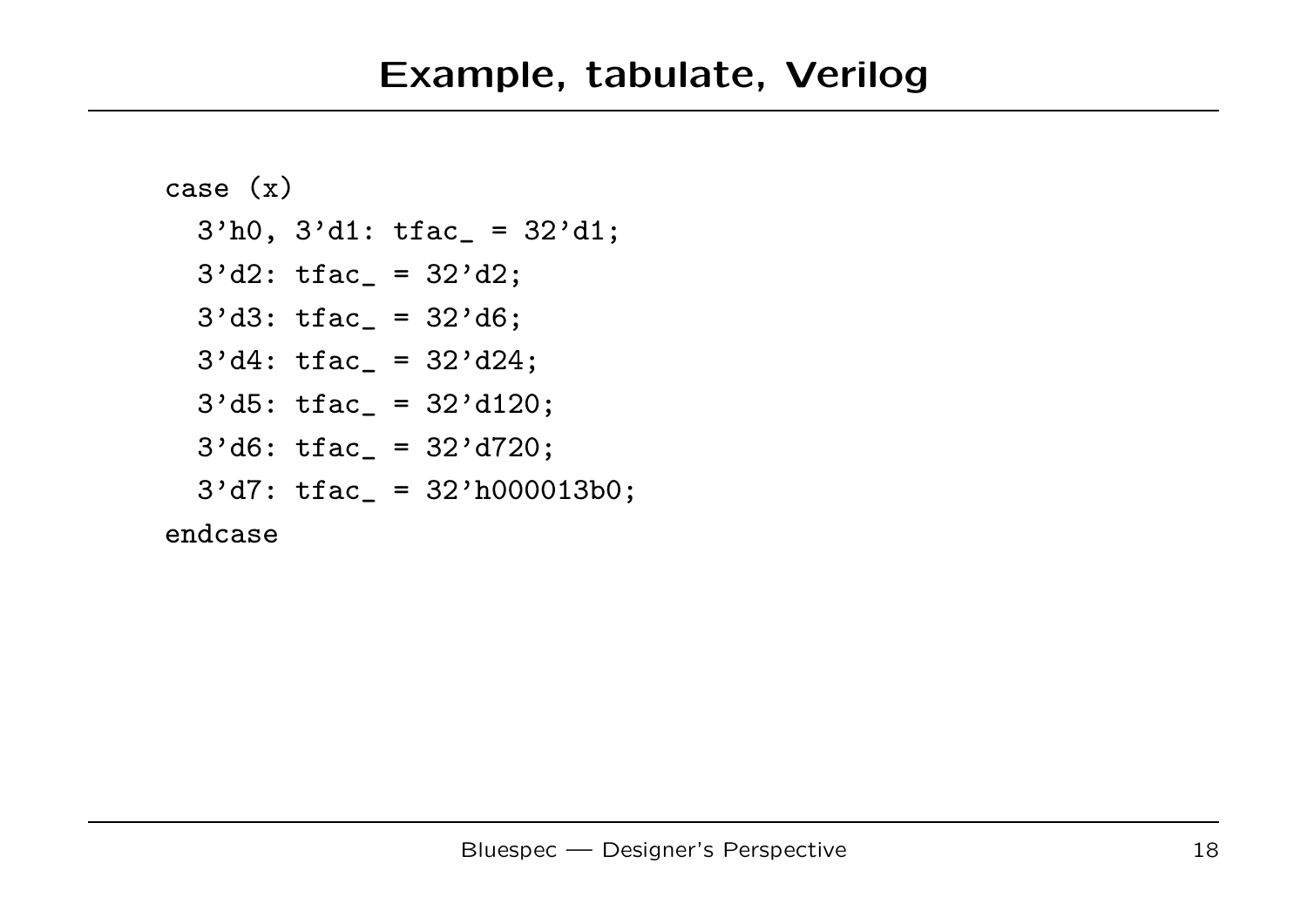# Example, tabulate, Verilog

```
case (x)
  3'h0, 3'd1: tfac_ = 32'd1;
  3'd2: tfac_ = 32'd2;
  3'd3: tfac_ = 32'd6;
  3'd4: tfac_ = 32'd24;
  3'd5: tfac_ = 32'd120;
  3'd6: tfac_ = 32'd720;
  3'd7: tfac_ = 32'h000013b0;
endcase
```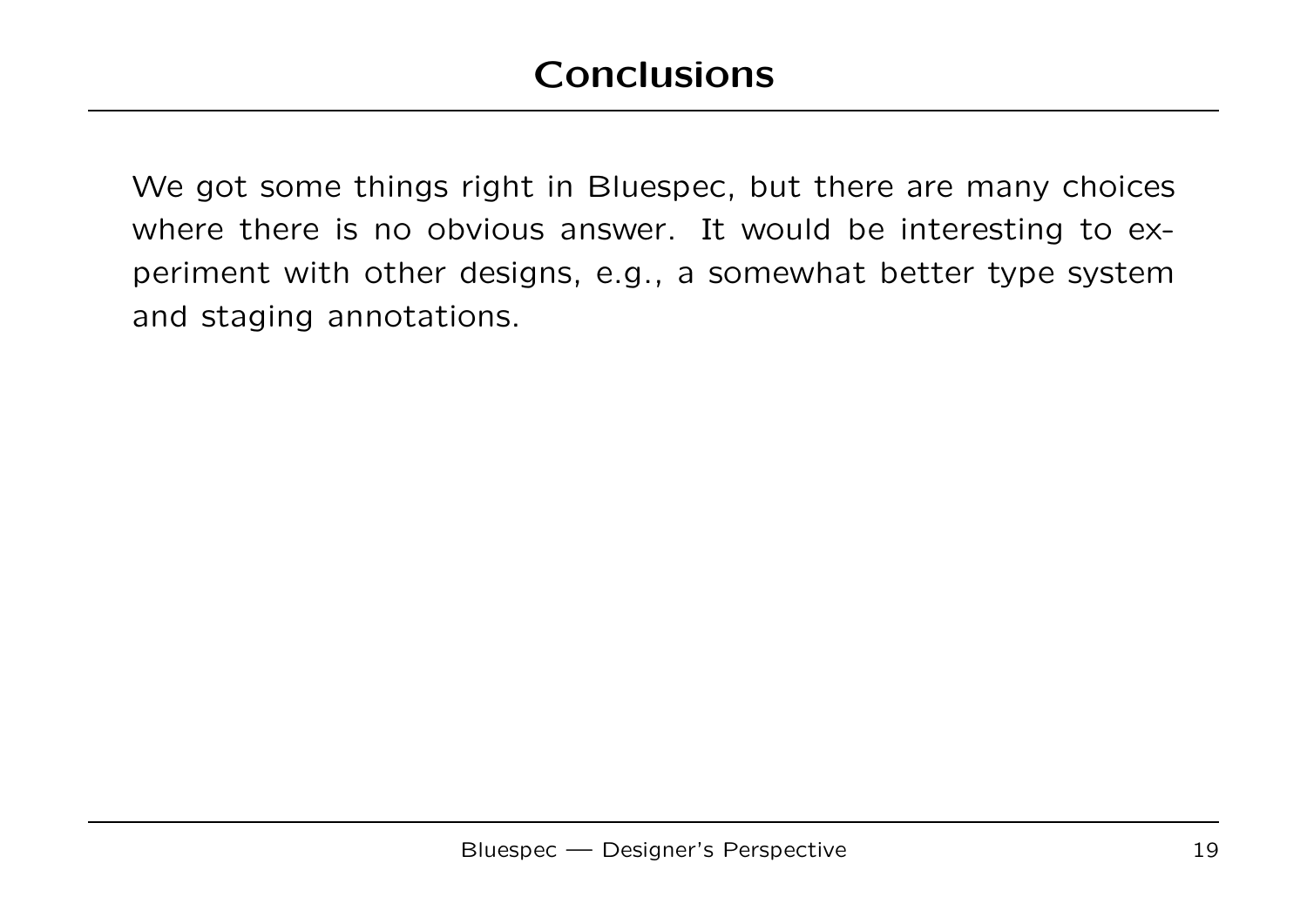# Conclusions

We got some things right in Bluespec, but there are many choices where there is no obvious answer. It would be interesting to experiment with other designs, e.g., a somewhat better type system and staging annotations.